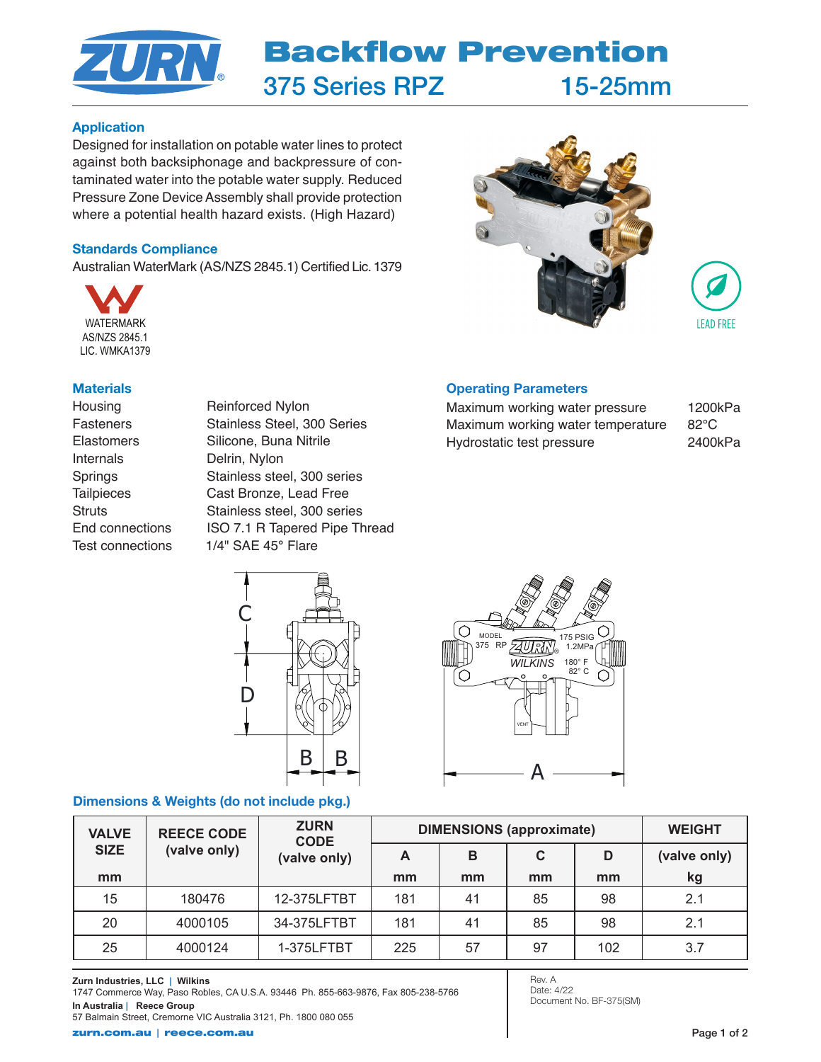# Backflow Prevention

## 375 Series RPZ 15-25mm

### Application

Designed for installation on potable water lines to protect against both backsiphonage and backpressure of contaminated water into the potable water supply. Reduced Pressure Zone Device Assembly shall provide protection where a potential health hazard exists. (High Hazard)

### Standards Compliance

Australian WaterMark (AS/NZS 2845.1) Certified Lic. 1379

WATERMARK
AS/NZS 2845.1
LIC. WMKA1379

LEAD FREE

### Materials

| | |
|---|---|
| Housing | Reinforced Nylon |
| Fasteners | Stainless Steel, 300 Series |
| Elastomers | Silicone, Buna Nitrile |
| Internals | Delrin, Nylon |
| Springs | Stainless steel, 300 series |
| Tailpieces | Cast Bronze, Lead Free |
| Struts | Stainless steel, 300 series |
| End connections | ISO 7.1 R Tapered Pipe Thread |
| Test connections | 1/4" SAE 45° Flare |

### Operating Parameters

| | |
|---|---|
| Maximum working water pressure | 1200kPa |
| Maximum working water temperature | 82°C |
| Hydrostatic test pressure | 2400kPa |

### Dimensions & Weights (do not include pkg.)

| VALVE SIZE | REECE CODE (valve only) | ZURN CODE (valve only) | DIMENSIONS (approximate) | | | | WEIGHT |
|---|---|---|---|---|---|---|---|
| | | | A | B | C | D | (valve only) |
| mm | | | mm | mm | mm | mm | kg |
| 15 | 180476 | 12-375LFTBT | 181 | 41 | 85 | 98 | 2.1 |
| 20 | 4000105 | 34-375LFTBT | 181 | 41 | 85 | 98 | 2.1 |
| 25 | 4000124 | 1-375LFTBT | 225 | 57 | 97 | 102 | 3.7 |

**Zurn Industries, LLC | Wilkins**
1747 Commerce Way, Paso Robles, CA U.S.A. 93446 Ph. 855-663-9876, Fax 805-238-5766
**In Australia | Reece Group**
57 Balmain Street, Cremorne VIC Australia 3121, Ph. 1800 080 055
zurn.com.au | reece.com.au

Rev. A
Date: 4/22
Document No. BF-375(SM)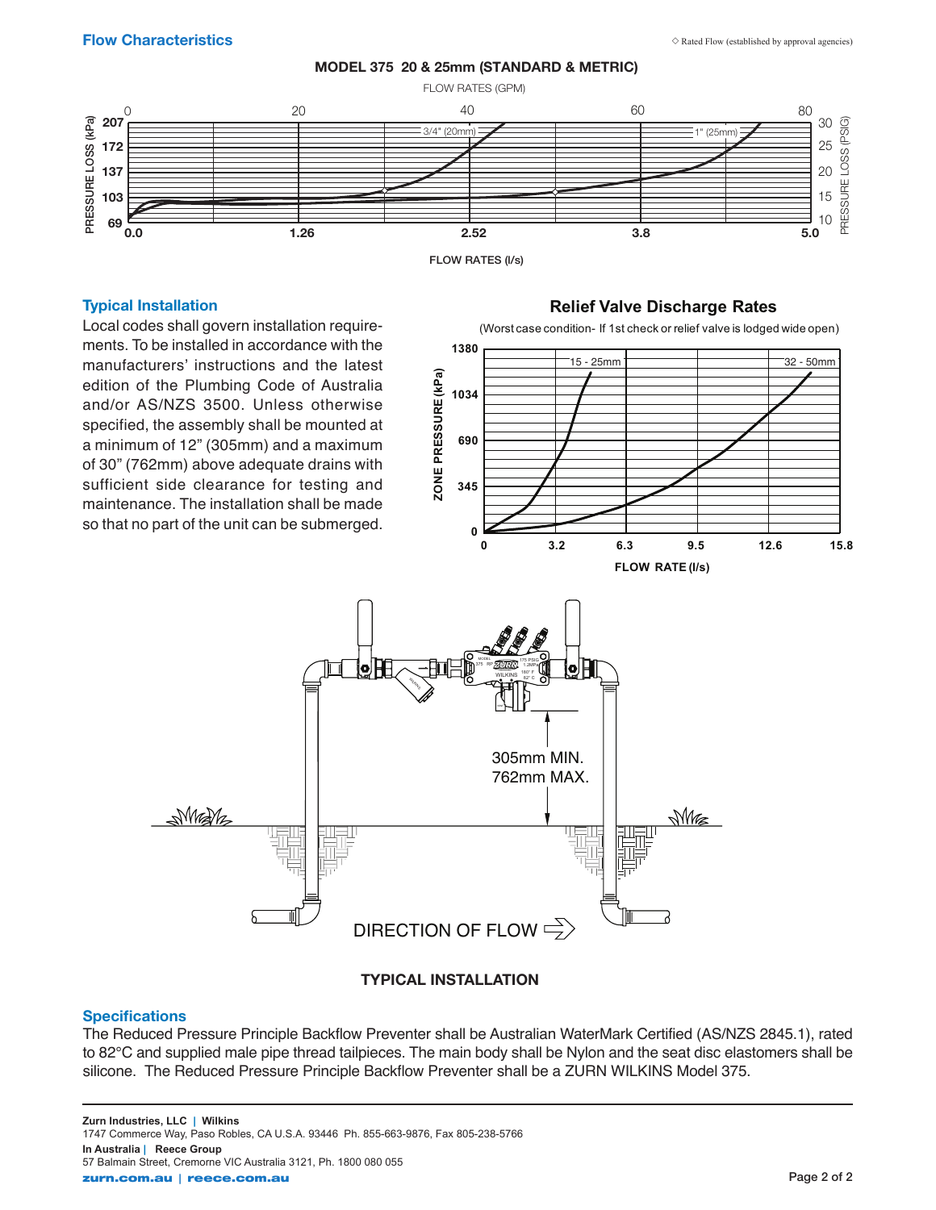## Flow Characteristics

◇ Rated Flow (established by approval agencies)

**MODEL 375 20 & 25mm (STANDARD & METRIC)**

FLOW RATES (GPM)

0 20 40 60 80

PRESSURE LOSS (kPa)

207 172 137 103 69

PRESSURE LOSS (PSIG)

30 25 20 15 10

3/4" (20mm)

1" (25mm)

0.0 1.26 2.52 3.8 5.0

**FLOW RATES (l/s)**

## Typical Installation

Local codes shall govern installation requirements. To be installed in accordance with the manufacturers' instructions and the latest edition of the Plumbing Code of Australia and/or AS/NZS 3500. Unless otherwise specified, the assembly shall be mounted at a minimum of 12" (305mm) and a maximum of 30" (762mm) above adequate drains with sufficient side clearance for testing and maintenance. The installation shall be made so that no part of the unit can be submerged.

### Relief Valve Discharge Rates

(Worst case condition- If 1st check or relief valve is lodged wide open)

**ZONE PRESSURE (kPa)**

1380 1034 690 345 0

15 - 25mm

32 - 50mm

0 3.2 6.3 9.5 12.6 15.8

**FLOW RATE (l/s)**

305mm MIN.
762mm MAX.

DIRECTION OF FLOW

**TYPICAL INSTALLATION**

## Specifications

The Reduced Pressure Principle Backflow Preventer shall be Australian WaterMark Certified (AS/NZS 2845.1), rated to 82°C and supplied male pipe thread tailpieces. The main body shall be Nylon and the seat disc elastomers shall be silicone. The Reduced Pressure Principle Backflow Preventer shall be a ZURN WILKINS Model 375.

**Zurn Industries, LLC | Wilkins**
1747 Commerce Way, Paso Robles, CA U.S.A. 93446 Ph. 855-663-9876, Fax 805-238-5766
**In Australia | Reece Group**
57 Balmain Street, Cremorne VIC Australia 3121, Ph. 1800 080 055
**zurn.com.au | reece.com.au**